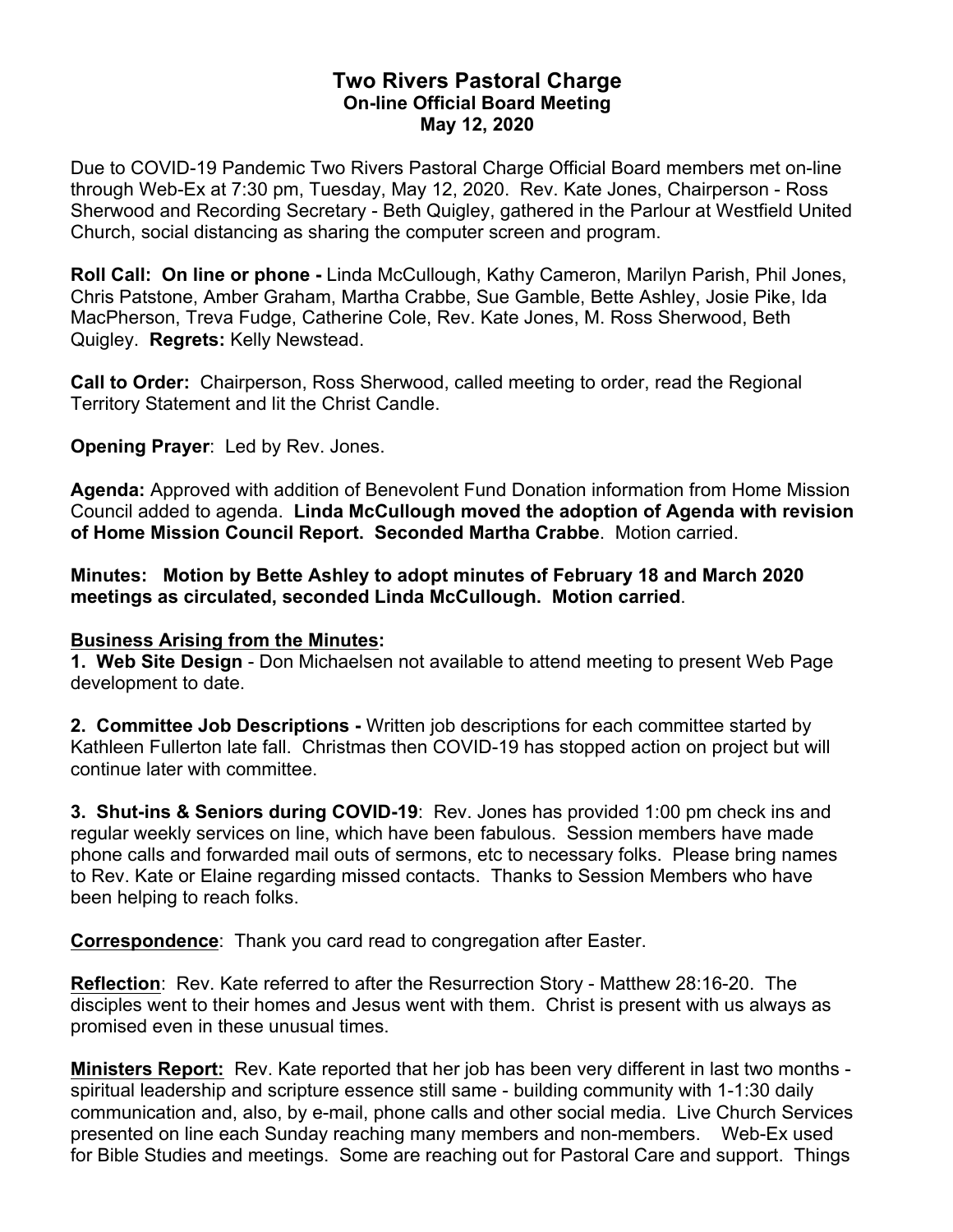# Two Rivers Pastoral Charge
## On-line Official Board Meeting
## May 12, 2020

Due to COVID-19 Pandemic Two Rivers Pastoral Charge Official Board members met on-line through Web-Ex at 7:30 pm, Tuesday, May 12, 2020. Rev. Kate Jones, Chairperson - Ross Sherwood and Recording Secretary - Beth Quigley, gathered in the Parlour at Westfield United Church, social distancing as sharing the computer screen and program.

**Roll Call: On line or phone -** Linda McCullough, Kathy Cameron, Marilyn Parish, Phil Jones, Chris Patstone, Amber Graham, Martha Crabbe, Sue Gamble, Bette Ashley, Josie Pike, Ida MacPherson, Treva Fudge, Catherine Cole, Rev. Kate Jones, M. Ross Sherwood, Beth Quigley. **Regrets:** Kelly Newstead.

**Call to Order:** Chairperson, Ross Sherwood, called meeting to order, read the Regional Territory Statement and lit the Christ Candle.

**Opening Prayer**: Led by Rev. Jones.

**Agenda:** Approved with addition of Benevolent Fund Donation information from Home Mission Council added to agenda. **Linda McCullough moved the adoption of Agenda with revision of Home Mission Council Report. Seconded Martha Crabbe**. Motion carried.

**Minutes: Motion by Bette Ashley to adopt minutes of February 18 and March 2020 meetings as circulated, seconded Linda McCullough. Motion carried**.

**Business Arising from the Minutes:**

**1. Web Site Design** - Don Michaelsen not available to attend meeting to present Web Page development to date.

**2. Committee Job Descriptions -** Written job descriptions for each committee started by Kathleen Fullerton late fall. Christmas then COVID-19 has stopped action on project but will continue later with committee.

**3. Shut-ins & Seniors during COVID-19**: Rev. Jones has provided 1:00 pm check ins and regular weekly services on line, which have been fabulous. Session members have made phone calls and forwarded mail outs of sermons, etc to necessary folks. Please bring names to Rev. Kate or Elaine regarding missed contacts. Thanks to Session Members who have been helping to reach folks.

**Correspondence**: Thank you card read to congregation after Easter.

**Reflection**: Rev. Kate referred to after the Resurrection Story - Matthew 28:16-20. The disciples went to their homes and Jesus went with them. Christ is present with us always as promised even in these unusual times.

**Ministers Report:** Rev. Kate reported that her job has been very different in last two months - spiritual leadership and scripture essence still same - building community with 1-1:30 daily communication and, also, by e-mail, phone calls and other social media. Live Church Services presented on line each Sunday reaching many members and non-members. Web-Ex used for Bible Studies and meetings. Some are reaching out for Pastoral Care and support. Things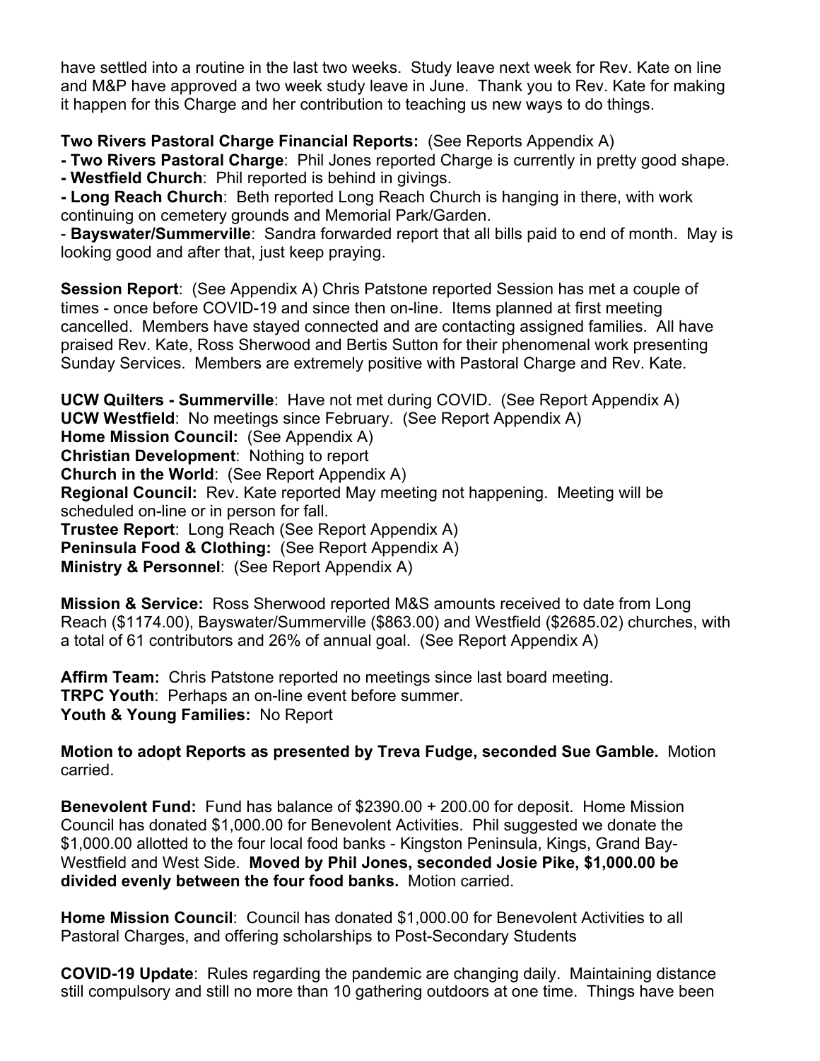have settled into a routine in the last two weeks. Study leave next week for Rev. Kate on line and M&P have approved a two week study leave in June. Thank you to Rev. Kate for making it happen for this Charge and her contribution to teaching us new ways to do things.

**Two Rivers Pastoral Charge Financial Reports:** (See Reports Appendix A)

**- Two Rivers Pastoral Charge**: Phil Jones reported Charge is currently in pretty good shape.

**- Westfield Church**: Phil reported is behind in givings.

**- Long Reach Church**: Beth reported Long Reach Church is hanging in there, with work continuing on cemetery grounds and Memorial Park/Garden.

- **Bayswater/Summerville**: Sandra forwarded report that all bills paid to end of month. May is looking good and after that, just keep praying.

**Session Report**: (See Appendix A) Chris Patstone reported Session has met a couple of times - once before COVID-19 and since then on-line. Items planned at first meeting cancelled. Members have stayed connected and are contacting assigned families. All have praised Rev. Kate, Ross Sherwood and Bertis Sutton for their phenomenal work presenting Sunday Services. Members are extremely positive with Pastoral Charge and Rev. Kate.

**UCW Quilters - Summerville**: Have not met during COVID. (See Report Appendix A)
**UCW Westfield**: No meetings since February. (See Report Appendix A)
**Home Mission Council:** (See Appendix A)
**Christian Development**: Nothing to report
**Church in the World**: (See Report Appendix A)
**Regional Council:** Rev. Kate reported May meeting not happening. Meeting will be scheduled on-line or in person for fall.
**Trustee Report**: Long Reach (See Report Appendix A)
**Peninsula Food & Clothing:** (See Report Appendix A)
**Ministry & Personnel**: (See Report Appendix A)

**Mission & Service:** Ross Sherwood reported M&S amounts received to date from Long Reach ($1174.00), Bayswater/Summerville ($863.00) and Westfield ($2685.02) churches, with a total of 61 contributors and 26% of annual goal. (See Report Appendix A)

**Affirm Team:** Chris Patstone reported no meetings since last board meeting.
**TRPC Youth**: Perhaps an on-line event before summer.
**Youth & Young Families:** No Report

**Motion to adopt Reports as presented by Treva Fudge, seconded Sue Gamble.** Motion carried.

**Benevolent Fund:** Fund has balance of $2390.00 + 200.00 for deposit. Home Mission Council has donated $1,000.00 for Benevolent Activities. Phil suggested we donate the $1,000.00 allotted to the four local food banks - Kingston Peninsula, Kings, Grand Bay-Westfield and West Side. **Moved by Phil Jones, seconded Josie Pike, $1,000.00 be divided evenly between the four food banks.** Motion carried.

**Home Mission Council**: Council has donated $1,000.00 for Benevolent Activities to all Pastoral Charges, and offering scholarships to Post-Secondary Students

**COVID-19 Update**: Rules regarding the pandemic are changing daily. Maintaining distance still compulsory and still no more than 10 gathering outdoors at one time. Things have been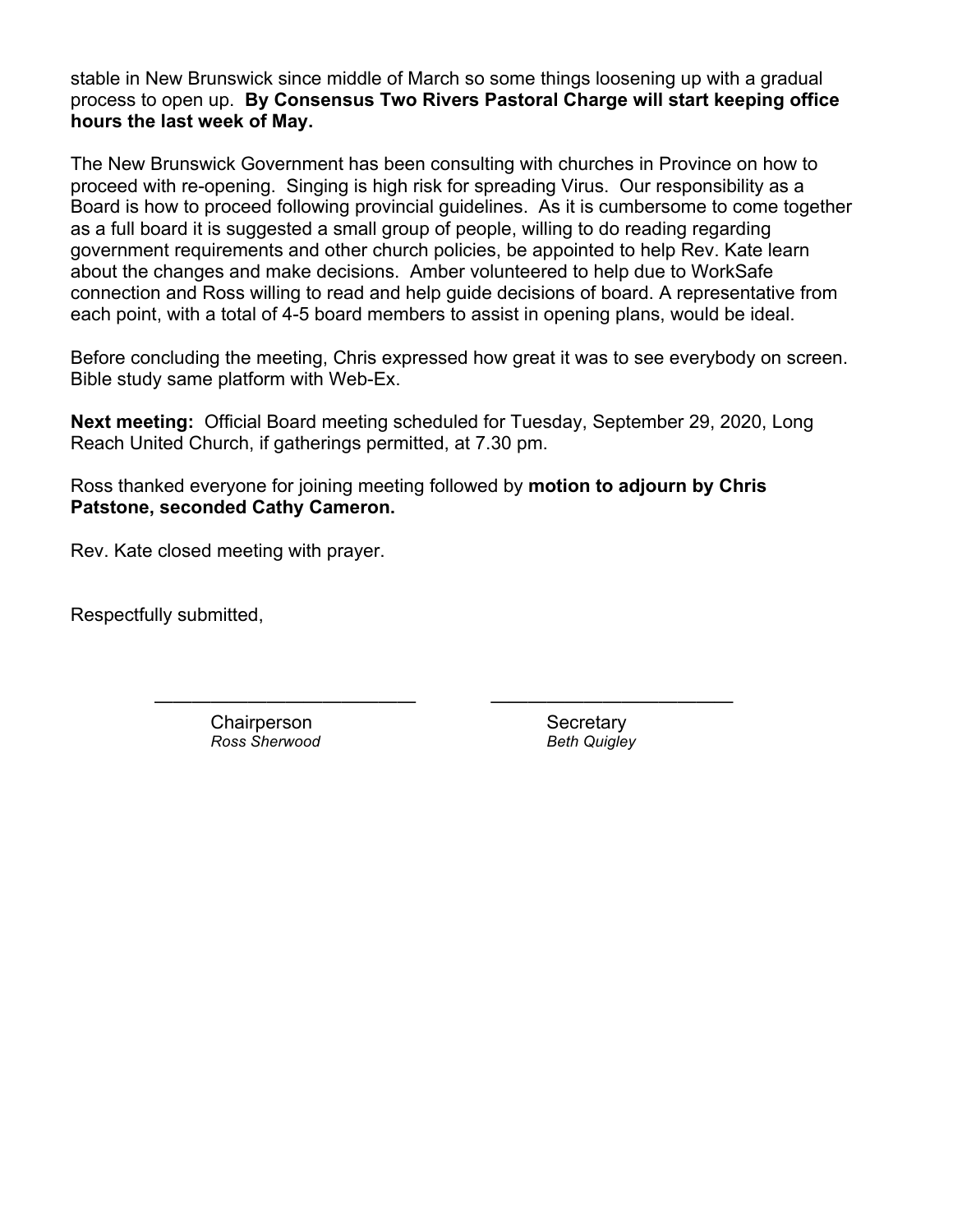stable in New Brunswick since middle of March so some things loosening up with a gradual process to open up. **By Consensus Two Rivers Pastoral Charge will start keeping office hours the last week of May.**

The New Brunswick Government has been consulting with churches in Province on how to proceed with re-opening. Singing is high risk for spreading Virus. Our responsibility as a Board is how to proceed following provincial guidelines. As it is cumbersome to come together as a full board it is suggested a small group of people, willing to do reading regarding government requirements and other church policies, be appointed to help Rev. Kate learn about the changes and make decisions. Amber volunteered to help due to WorkSafe connection and Ross willing to read and help guide decisions of board. A representative from each point, with a total of 4-5 board members to assist in opening plans, would be ideal.

Before concluding the meeting, Chris expressed how great it was to see everybody on screen. Bible study same platform with Web-Ex.

**Next meeting:** Official Board meeting scheduled for Tuesday, September 29, 2020, Long Reach United Church, if gatherings permitted, at 7.30 pm.

Ross thanked everyone for joining meeting followed by **motion to adjourn by Chris Patstone, seconded Cathy Cameron.**

Rev. Kate closed meeting with prayer.

Respectfully submitted,

\_\_\_\_\_\_\_\_\_\_\_\_\_\_\_\_\_\_\_\_\_\_\_\_\_ \_\_\_\_\_\_\_\_\_\_\_\_\_\_\_\_\_\_\_\_\_\_\_\_

Chairperson
*Ross Sherwood*

Secretary
*Beth Quigley*